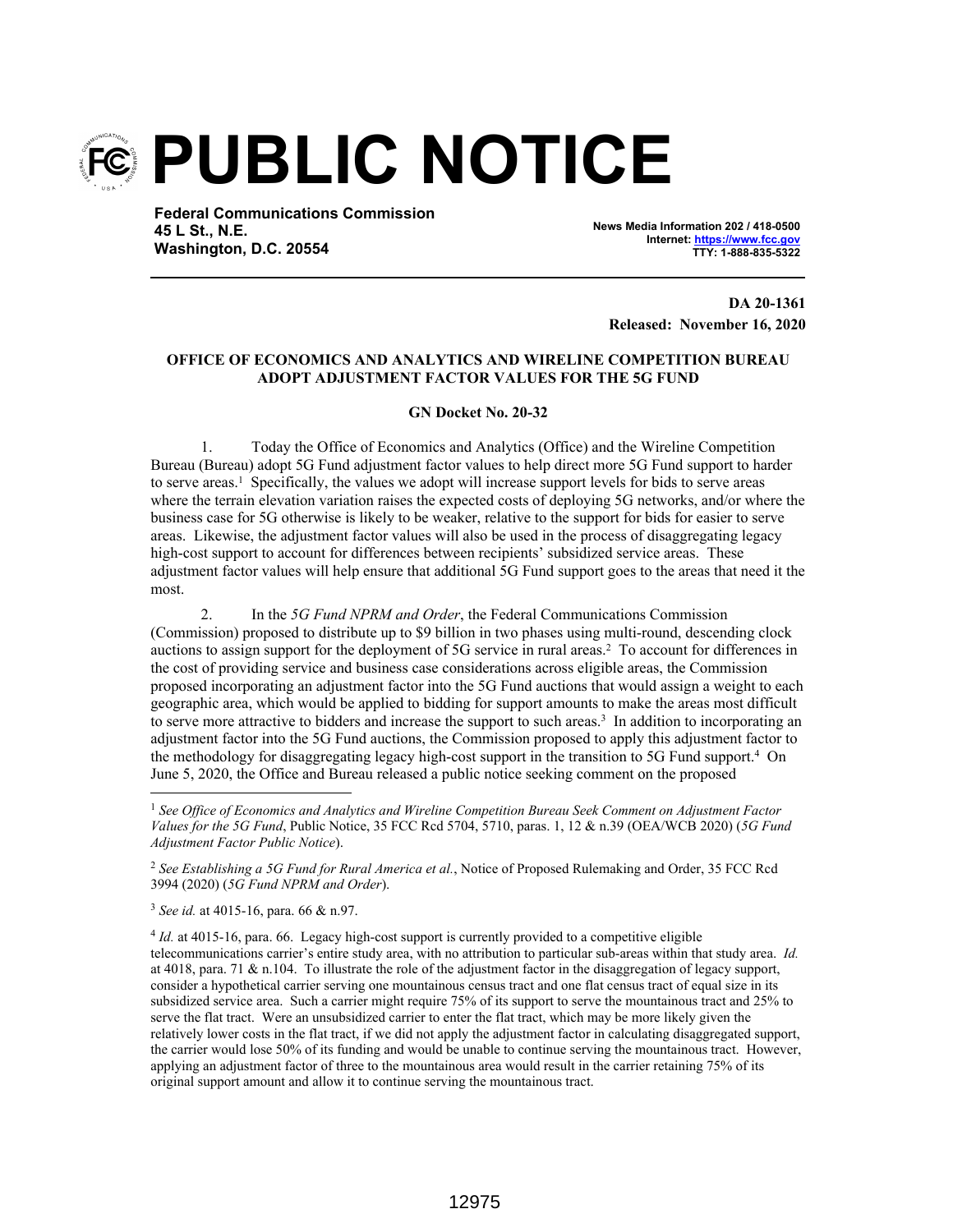# PUBLIC NOTICE

**Federal Communications Commission**
**45 L St., N.E.**
**Washington, D.C. 20554**

**News Media Information 202 / 418-0500**
**Internet: https://www.fcc.gov**
**TTY: 1-888-835-5322**

**DA 20-1361**
**Released: November 16, 2020**

**OFFICE OF ECONOMICS AND ANALYTICS AND WIRELINE COMPETITION BUREAU ADOPT ADJUSTMENT FACTOR VALUES FOR THE 5G FUND**

**GN Docket No. 20-32**

1. Today the Office of Economics and Analytics (Office) and the Wireline Competition Bureau (Bureau) adopt 5G Fund adjustment factor values to help direct more 5G Fund support to harder to serve areas.[1] Specifically, the values we adopt will increase support levels for bids to serve areas where the terrain elevation variation raises the expected costs of deploying 5G networks, and/or where the business case for 5G otherwise is likely to be weaker, relative to the support for bids for easier to serve areas. Likewise, the adjustment factor values will also be used in the process of disaggregating legacy high-cost support to account for differences between recipients' subsidized service areas. These adjustment factor values will help ensure that additional 5G Fund support goes to the areas that need it the most.

2. In the *5G Fund NPRM and Order*, the Federal Communications Commission (Commission) proposed to distribute up to $9 billion in two phases using multi-round, descending clock auctions to assign support for the deployment of 5G service in rural areas.[2] To account for differences in the cost of providing service and business case considerations across eligible areas, the Commission proposed incorporating an adjustment factor into the 5G Fund auctions that would assign a weight to each geographic area, which would be applied to bidding for support amounts to make the areas most difficult to serve more attractive to bidders and increase the support to such areas.[3] In addition to incorporating an adjustment factor into the 5G Fund auctions, the Commission proposed to apply this adjustment factor to the methodology for disaggregating legacy high-cost support in the transition to 5G Fund support.[4] On June 5, 2020, the Office and Bureau released a public notice seeking comment on the proposed

---

[1] *See Office of Economics and Analytics and Wireline Competition Bureau Seek Comment on Adjustment Factor Values for the 5G Fund*, Public Notice, 35 FCC Rcd 5704, 5710, paras. 1, 12 & n.39 (OEA/WCB 2020) (*5G Fund Adjustment Factor Public Notice*).

[2] *See Establishing a 5G Fund for Rural America et al.*, Notice of Proposed Rulemaking and Order, 35 FCC Rcd 3994 (2020) (*5G Fund NPRM and Order*).

[3] *See id.* at 4015-16, para. 66 & n.97.

[4] *Id.* at 4015-16, para. 66. Legacy high-cost support is currently provided to a competitive eligible telecommunications carrier's entire study area, with no attribution to particular sub-areas within that study area. *Id.* at 4018, para. 71 & n.104. To illustrate the role of the adjustment factor in the disaggregation of legacy support, consider a hypothetical carrier serving one mountainous census tract and one flat census tract of equal size in its subsidized service area. Such a carrier might require 75% of its support to serve the mountainous tract and 25% to serve the flat tract. Were an unsubsidized carrier to enter the flat tract, which may be more likely given the relatively lower costs in the flat tract, if we did not apply the adjustment factor in calculating disaggregated support, the carrier would lose 50% of its funding and would be unable to continue serving the mountainous tract. However, applying an adjustment factor of three to the mountainous area would result in the carrier retaining 75% of its original support amount and allow it to continue serving the mountainous tract.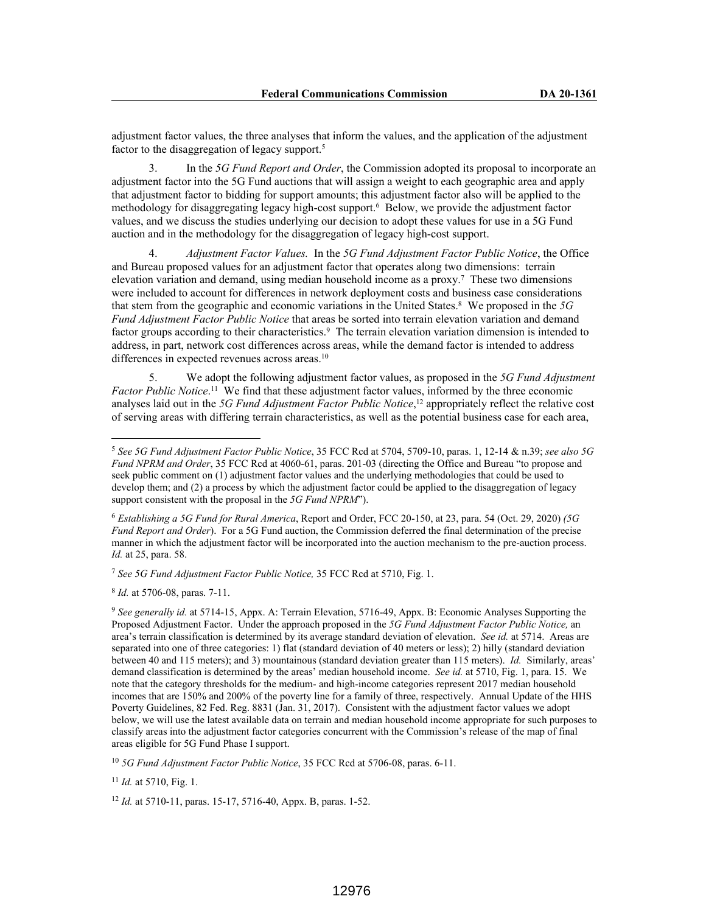adjustment factor values, the three analyses that inform the values, and the application of the adjustment factor to the disaggregation of legacy support.[5]

3. In the *5G Fund Report and Order*, the Commission adopted its proposal to incorporate an adjustment factor into the 5G Fund auctions that will assign a weight to each geographic area and apply that adjustment factor to bidding for support amounts; this adjustment factor also will be applied to the methodology for disaggregating legacy high-cost support.[6] Below, we provide the adjustment factor values, and we discuss the studies underlying our decision to adopt these values for use in a 5G Fund auction and in the methodology for the disaggregation of legacy high-cost support.

4. *Adjustment Factor Values.* In the *5G Fund Adjustment Factor Public Notice*, the Office and Bureau proposed values for an adjustment factor that operates along two dimensions: terrain elevation variation and demand, using median household income as a proxy.[7] These two dimensions were included to account for differences in network deployment costs and business case considerations that stem from the geographic and economic variations in the United States.[8] We proposed in the *5G Fund Adjustment Factor Public Notice* that areas be sorted into terrain elevation variation and demand factor groups according to their characteristics.[9] The terrain elevation variation dimension is intended to address, in part, network cost differences across areas, while the demand factor is intended to address differences in expected revenues across areas.[10]

5. We adopt the following adjustment factor values, as proposed in the *5G Fund Adjustment Factor Public Notice*.[11] We find that these adjustment factor values, informed by the three economic analyses laid out in the *5G Fund Adjustment Factor Public Notice*,[12] appropriately reflect the relative cost of serving areas with differing terrain characteristics, as well as the potential business case for each area,

---

[5] *See 5G Fund Adjustment Factor Public Notice*, 35 FCC Rcd at 5704, 5709-10, paras. 1, 12-14 & n.39; *see also 5G Fund NPRM and Order*, 35 FCC Rcd at 4060-61, paras. 201-03 (directing the Office and Bureau "to propose and seek public comment on (1) adjustment factor values and the underlying methodologies that could be used to develop them; and (2) a process by which the adjustment factor could be applied to the disaggregation of legacy support consistent with the proposal in the *5G Fund NPRM*").

[6] *Establishing a 5G Fund for Rural America*, Report and Order, FCC 20-150, at 23, para. 54 (Oct. 29, 2020) *(5G Fund Report and Order*). For a 5G Fund auction, the Commission deferred the final determination of the precise manner in which the adjustment factor will be incorporated into the auction mechanism to the pre-auction process. *Id.* at 25, para. 58.

[7] *See 5G Fund Adjustment Factor Public Notice,* 35 FCC Rcd at 5710, Fig. 1.

[8] *Id.* at 5706-08, paras. 7-11.

[9] *See generally id.* at 5714-15, Appx. A: Terrain Elevation, 5716-49, Appx. B: Economic Analyses Supporting the Proposed Adjustment Factor. Under the approach proposed in the *5G Fund Adjustment Factor Public Notice,* an area's terrain classification is determined by its average standard deviation of elevation. *See id.* at 5714. Areas are separated into one of three categories: 1) flat (standard deviation of 40 meters or less); 2) hilly (standard deviation between 40 and 115 meters); and 3) mountainous (standard deviation greater than 115 meters). *Id.* Similarly, areas' demand classification is determined by the areas' median household income. *See id.* at 5710, Fig. 1, para. 15. We note that the category thresholds for the medium- and high-income categories represent 2017 median household incomes that are 150% and 200% of the poverty line for a family of three, respectively. Annual Update of the HHS Poverty Guidelines, 82 Fed. Reg. 8831 (Jan. 31, 2017). Consistent with the adjustment factor values we adopt below, we will use the latest available data on terrain and median household income appropriate for such purposes to classify areas into the adjustment factor categories concurrent with the Commission's release of the map of final areas eligible for 5G Fund Phase I support.

[10] *5G Fund Adjustment Factor Public Notice*, 35 FCC Rcd at 5706-08, paras. 6-11.

[11] *Id.* at 5710, Fig. 1.

[12] *Id.* at 5710-11, paras. 15-17, 5716-40, Appx. B, paras. 1-52.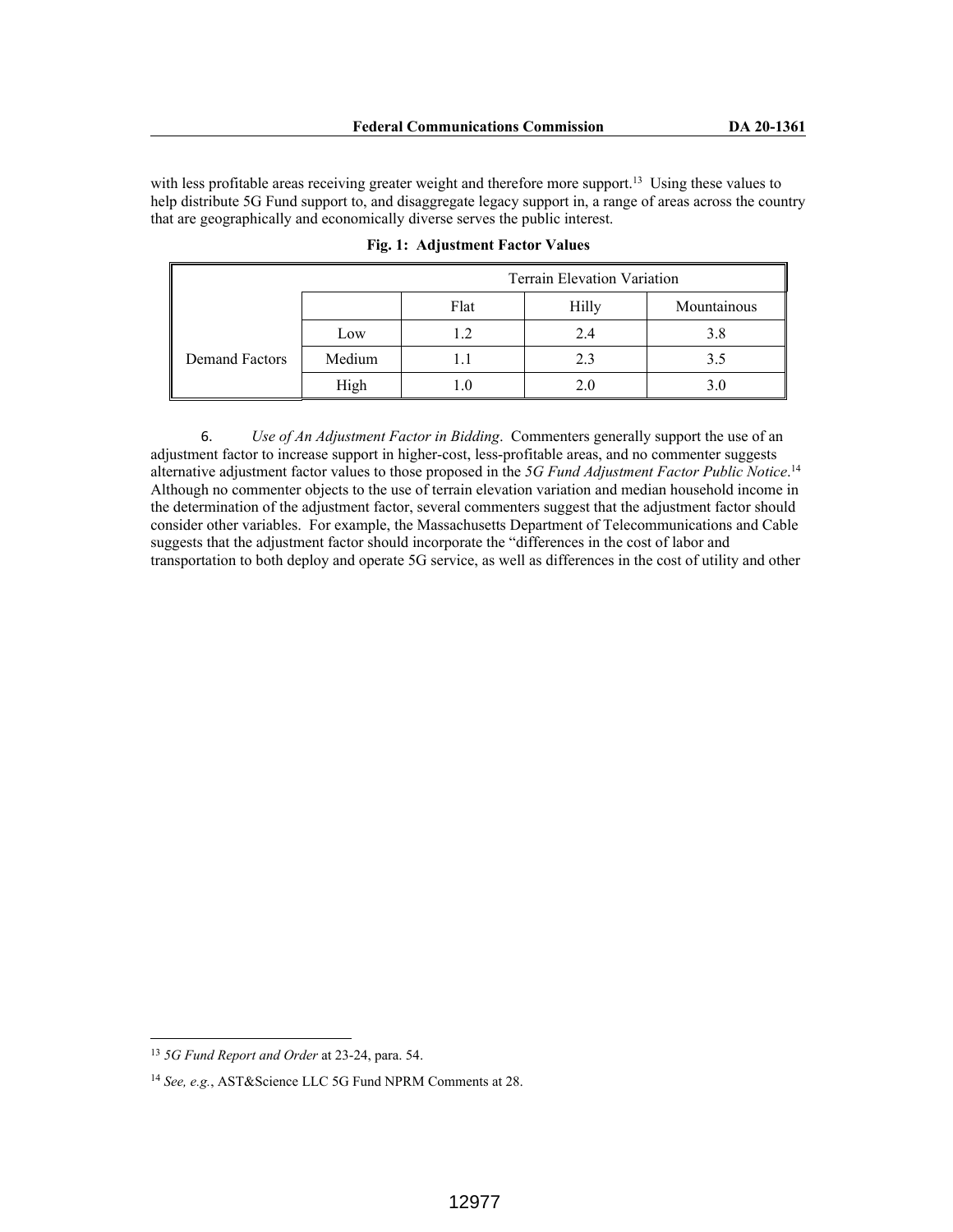with less profitable areas receiving greater weight and therefore more support.[13] Using these values to help distribute 5G Fund support to, and disaggregate legacy support in, a range of areas across the country that are geographically and economically diverse serves the public interest.

**Fig. 1: Adjustment Factor Values**

| | | Terrain Elevation Variation | | |
|---|---|---|---|---|
| | | Flat | Hilly | Mountainous |
| Demand Factors | Low | 1.2 | 2.4 | 3.8 |
| | Medium | 1.1 | 2.3 | 3.5 |
| | High | 1.0 | 2.0 | 3.0 |

6. *Use of An Adjustment Factor in Bidding*. Commenters generally support the use of an adjustment factor to increase support in higher-cost, less-profitable areas, and no commenter suggests alternative adjustment factor values to those proposed in the *5G Fund Adjustment Factor Public Notice*.[14] Although no commenter objects to the use of terrain elevation variation and median household income in the determination of the adjustment factor, several commenters suggest that the adjustment factor should consider other variables. For example, the Massachusetts Department of Telecommunications and Cable suggests that the adjustment factor should incorporate the "differences in the cost of labor and transportation to both deploy and operate 5G service, as well as differences in the cost of utility and other

---

[13] *5G Fund Report and Order* at 23-24, para. 54.

[14] *See, e.g.*, AST&Science LLC 5G Fund NPRM Comments at 28.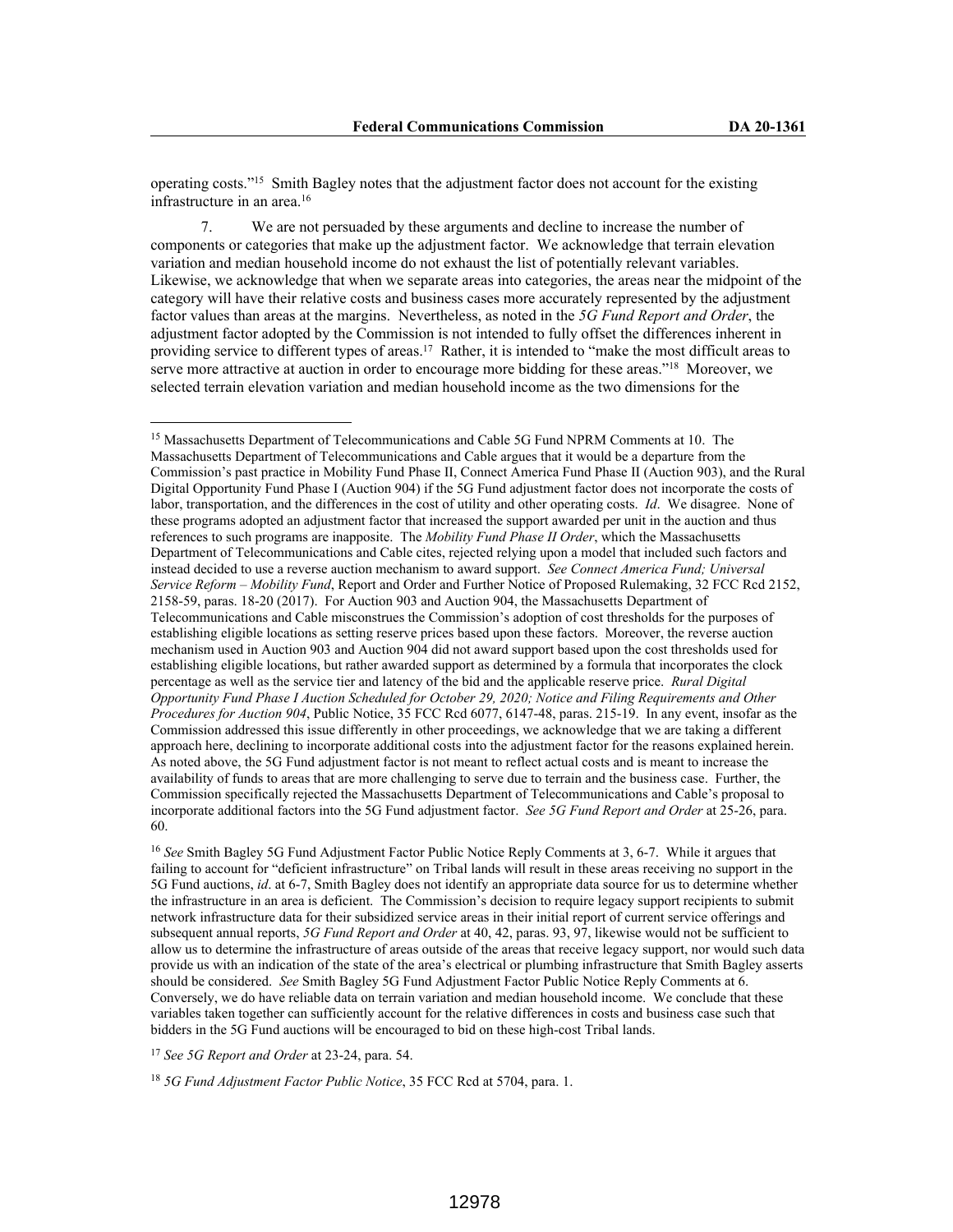operating costs."[15] Smith Bagley notes that the adjustment factor does not account for the existing infrastructure in an area.[16]

7. We are not persuaded by these arguments and decline to increase the number of components or categories that make up the adjustment factor. We acknowledge that terrain elevation variation and median household income do not exhaust the list of potentially relevant variables. Likewise, we acknowledge that when we separate areas into categories, the areas near the midpoint of the category will have their relative costs and business cases more accurately represented by the adjustment factor values than areas at the margins. Nevertheless, as noted in the *5G Fund Report and Order*, the adjustment factor adopted by the Commission is not intended to fully offset the differences inherent in providing service to different types of areas.[17] Rather, it is intended to "make the most difficult areas to serve more attractive at auction in order to encourage more bidding for these areas."[18] Moreover, we selected terrain elevation variation and median household income as the two dimensions for the

---

[15] Massachusetts Department of Telecommunications and Cable 5G Fund NPRM Comments at 10. The Massachusetts Department of Telecommunications and Cable argues that it would be a departure from the Commission's past practice in Mobility Fund Phase II, Connect America Fund Phase II (Auction 903), and the Rural Digital Opportunity Fund Phase I (Auction 904) if the 5G Fund adjustment factor does not incorporate the costs of labor, transportation, and the differences in the cost of utility and other operating costs. *Id*. We disagree. None of these programs adopted an adjustment factor that increased the support awarded per unit in the auction and thus references to such programs are inapposite. The *Mobility Fund Phase II Order*, which the Massachusetts Department of Telecommunications and Cable cites, rejected relying upon a model that included such factors and instead decided to use a reverse auction mechanism to award support. *See Connect America Fund; Universal Service Reform – Mobility Fund*, Report and Order and Further Notice of Proposed Rulemaking, 32 FCC Rcd 2152, 2158-59, paras. 18-20 (2017). For Auction 903 and Auction 904, the Massachusetts Department of Telecommunications and Cable misconstrues the Commission's adoption of cost thresholds for the purposes of establishing eligible locations as setting reserve prices based upon these factors. Moreover, the reverse auction mechanism used in Auction 903 and Auction 904 did not award support based upon the cost thresholds used for establishing eligible locations, but rather awarded support as determined by a formula that incorporates the clock percentage as well as the service tier and latency of the bid and the applicable reserve price. *Rural Digital Opportunity Fund Phase I Auction Scheduled for October 29, 2020; Notice and Filing Requirements and Other Procedures for Auction 904*, Public Notice, 35 FCC Rcd 6077, 6147-48, paras. 215-19. In any event, insofar as the Commission addressed this issue differently in other proceedings, we acknowledge that we are taking a different approach here, declining to incorporate additional costs into the adjustment factor for the reasons explained herein. As noted above, the 5G Fund adjustment factor is not meant to reflect actual costs and is meant to increase the availability of funds to areas that are more challenging to serve due to terrain and the business case. Further, the Commission specifically rejected the Massachusetts Department of Telecommunications and Cable's proposal to incorporate additional factors into the 5G Fund adjustment factor. *See 5G Fund Report and Order* at 25-26, para. 60.

[16] *See* Smith Bagley 5G Fund Adjustment Factor Public Notice Reply Comments at 3, 6-7. While it argues that failing to account for "deficient infrastructure" on Tribal lands will result in these areas receiving no support in the 5G Fund auctions, *id*. at 6-7, Smith Bagley does not identify an appropriate data source for us to determine whether the infrastructure in an area is deficient. The Commission's decision to require legacy support recipients to submit network infrastructure data for their subsidized service areas in their initial report of current service offerings and subsequent annual reports, *5G Fund Report and Order* at 40, 42, paras. 93, 97, likewise would not be sufficient to allow us to determine the infrastructure of areas outside of the areas that receive legacy support, nor would such data provide us with an indication of the state of the area's electrical or plumbing infrastructure that Smith Bagley asserts should be considered. *See* Smith Bagley 5G Fund Adjustment Factor Public Notice Reply Comments at 6. Conversely, we do have reliable data on terrain variation and median household income. We conclude that these variables taken together can sufficiently account for the relative differences in costs and business case such that bidders in the 5G Fund auctions will be encouraged to bid on these high-cost Tribal lands.

[17] *See 5G Report and Order* at 23-24, para. 54.

[18] *5G Fund Adjustment Factor Public Notice*, 35 FCC Rcd at 5704, para. 1.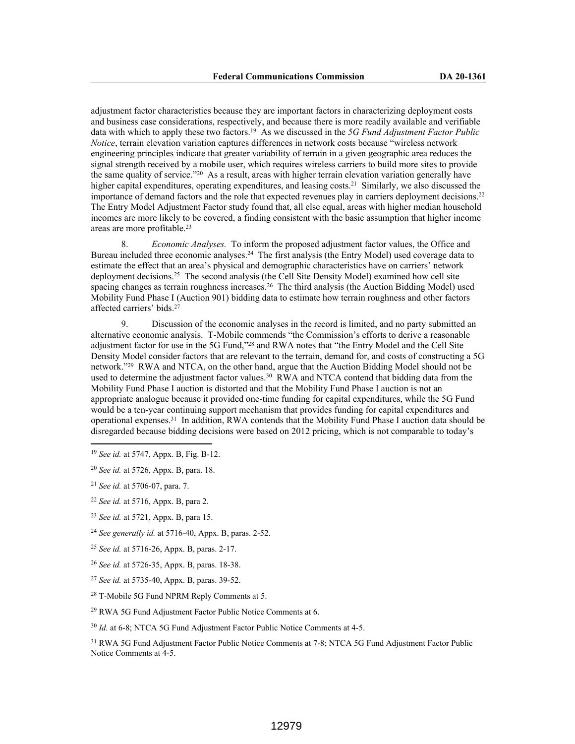adjustment factor characteristics because they are important factors in characterizing deployment costs and business case considerations, respectively, and because there is more readily available and verifiable data with which to apply these two factors.[19] As we discussed in the *5G Fund Adjustment Factor Public Notice*, terrain elevation variation captures differences in network costs because "wireless network engineering principles indicate that greater variability of terrain in a given geographic area reduces the signal strength received by a mobile user, which requires wireless carriers to build more sites to provide the same quality of service."[20] As a result, areas with higher terrain elevation variation generally have higher capital expenditures, operating expenditures, and leasing costs.[21] Similarly, we also discussed the importance of demand factors and the role that expected revenues play in carriers deployment decisions.[22] The Entry Model Adjustment Factor study found that, all else equal, areas with higher median household incomes are more likely to be covered, a finding consistent with the basic assumption that higher income areas are more profitable.[23]

8. *Economic Analyses.* To inform the proposed adjustment factor values, the Office and Bureau included three economic analyses.[24] The first analysis (the Entry Model) used coverage data to estimate the effect that an area's physical and demographic characteristics have on carriers' network deployment decisions.[25] The second analysis (the Cell Site Density Model) examined how cell site spacing changes as terrain roughness increases.[26] The third analysis (the Auction Bidding Model) used Mobility Fund Phase I (Auction 901) bidding data to estimate how terrain roughness and other factors affected carriers' bids.[27]

9. Discussion of the economic analyses in the record is limited, and no party submitted an alternative economic analysis. T-Mobile commends "the Commission's efforts to derive a reasonable adjustment factor for use in the 5G Fund,"[28] and RWA notes that "the Entry Model and the Cell Site Density Model consider factors that are relevant to the terrain, demand for, and costs of constructing a 5G network."[29] RWA and NTCA, on the other hand, argue that the Auction Bidding Model should not be used to determine the adjustment factor values.[30] RWA and NTCA contend that bidding data from the Mobility Fund Phase I auction is distorted and that the Mobility Fund Phase I auction is not an appropriate analogue because it provided one-time funding for capital expenditures, while the 5G Fund would be a ten-year continuing support mechanism that provides funding for capital expenditures and operational expenses.[31] In addition, RWA contends that the Mobility Fund Phase I auction data should be disregarded because bidding decisions were based on 2012 pricing, which is not comparable to today's

---

[19] *See id.* at 5747, Appx. B, Fig. B-12.

[20] *See id.* at 5726, Appx. B, para. 18.

[21] *See id.* at 5706-07, para. 7.

[22] *See id.* at 5716, Appx. B, para 2.

[23] *See id.* at 5721, Appx. B, para 15.

[24] *See generally id.* at 5716-40, Appx. B, paras. 2-52.

[25] *See id.* at 5716-26, Appx. B, paras. 2-17.

[26] *See id.* at 5726-35, Appx. B, paras. 18-38.

[27] *See id.* at 5735-40, Appx. B, paras. 39-52.

[28] T-Mobile 5G Fund NPRM Reply Comments at 5.

[29] RWA 5G Fund Adjustment Factor Public Notice Comments at 6.

[30] *Id.* at 6-8; NTCA 5G Fund Adjustment Factor Public Notice Comments at 4-5.

[31] RWA 5G Fund Adjustment Factor Public Notice Comments at 7-8; NTCA 5G Fund Adjustment Factor Public Notice Comments at 4-5.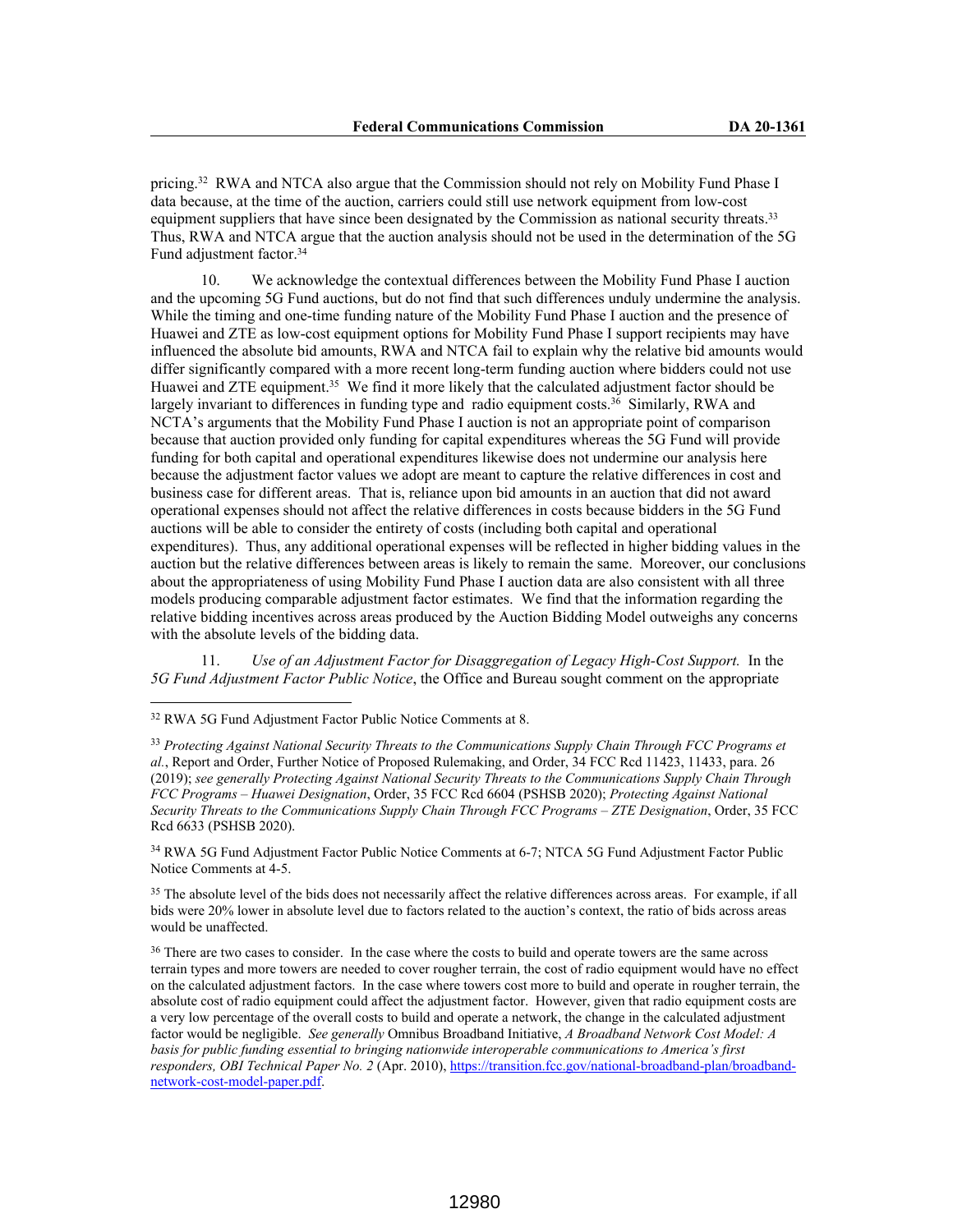pricing.[32] RWA and NTCA also argue that the Commission should not rely on Mobility Fund Phase I data because, at the time of the auction, carriers could still use network equipment from low-cost equipment suppliers that have since been designated by the Commission as national security threats.[33] Thus, RWA and NTCA argue that the auction analysis should not be used in the determination of the 5G Fund adjustment factor.[34]

10. We acknowledge the contextual differences between the Mobility Fund Phase I auction and the upcoming 5G Fund auctions, but do not find that such differences unduly undermine the analysis. While the timing and one-time funding nature of the Mobility Fund Phase I auction and the presence of Huawei and ZTE as low-cost equipment options for Mobility Fund Phase I support recipients may have influenced the absolute bid amounts, RWA and NTCA fail to explain why the relative bid amounts would differ significantly compared with a more recent long-term funding auction where bidders could not use Huawei and ZTE equipment.[35] We find it more likely that the calculated adjustment factor should be largely invariant to differences in funding type and radio equipment costs.[36] Similarly, RWA and NCTA's arguments that the Mobility Fund Phase I auction is not an appropriate point of comparison because that auction provided only funding for capital expenditures whereas the 5G Fund will provide funding for both capital and operational expenditures likewise does not undermine our analysis here because the adjustment factor values we adopt are meant to capture the relative differences in cost and business case for different areas. That is, reliance upon bid amounts in an auction that did not award operational expenses should not affect the relative differences in costs because bidders in the 5G Fund auctions will be able to consider the entirety of costs (including both capital and operational expenditures). Thus, any additional operational expenses will be reflected in higher bidding values in the auction but the relative differences between areas is likely to remain the same. Moreover, our conclusions about the appropriateness of using Mobility Fund Phase I auction data are also consistent with all three models producing comparable adjustment factor estimates. We find that the information regarding the relative bidding incentives across areas produced by the Auction Bidding Model outweighs any concerns with the absolute levels of the bidding data.

11. *Use of an Adjustment Factor for Disaggregation of Legacy High-Cost Support.* In the *5G Fund Adjustment Factor Public Notice*, the Office and Bureau sought comment on the appropriate

---

[32] RWA 5G Fund Adjustment Factor Public Notice Comments at 8.

[33] *Protecting Against National Security Threats to the Communications Supply Chain Through FCC Programs et al.*, Report and Order, Further Notice of Proposed Rulemaking, and Order, 34 FCC Rcd 11423, 11433, para. 26 (2019); *see generally Protecting Against National Security Threats to the Communications Supply Chain Through FCC Programs – Huawei Designation*, Order, 35 FCC Rcd 6604 (PSHSB 2020); *Protecting Against National Security Threats to the Communications Supply Chain Through FCC Programs – ZTE Designation*, Order, 35 FCC Rcd 6633 (PSHSB 2020).

[34] RWA 5G Fund Adjustment Factor Public Notice Comments at 6-7; NTCA 5G Fund Adjustment Factor Public Notice Comments at 4-5.

[35] The absolute level of the bids does not necessarily affect the relative differences across areas. For example, if all bids were 20% lower in absolute level due to factors related to the auction's context, the ratio of bids across areas would be unaffected.

[36] There are two cases to consider. In the case where the costs to build and operate towers are the same across terrain types and more towers are needed to cover rougher terrain, the cost of radio equipment would have no effect on the calculated adjustment factors. In the case where towers cost more to build and operate in rougher terrain, the absolute cost of radio equipment could affect the adjustment factor. However, given that radio equipment costs are a very low percentage of the overall costs to build and operate a network, the change in the calculated adjustment factor would be negligible. *See generally* Omnibus Broadband Initiative, *A Broadband Network Cost Model: A basis for public funding essential to bringing nationwide interoperable communications to America's first responders, OBI Technical Paper No. 2* (Apr. 2010), https://transition.fcc.gov/national-broadband-plan/broadband-network-cost-model-paper.pdf.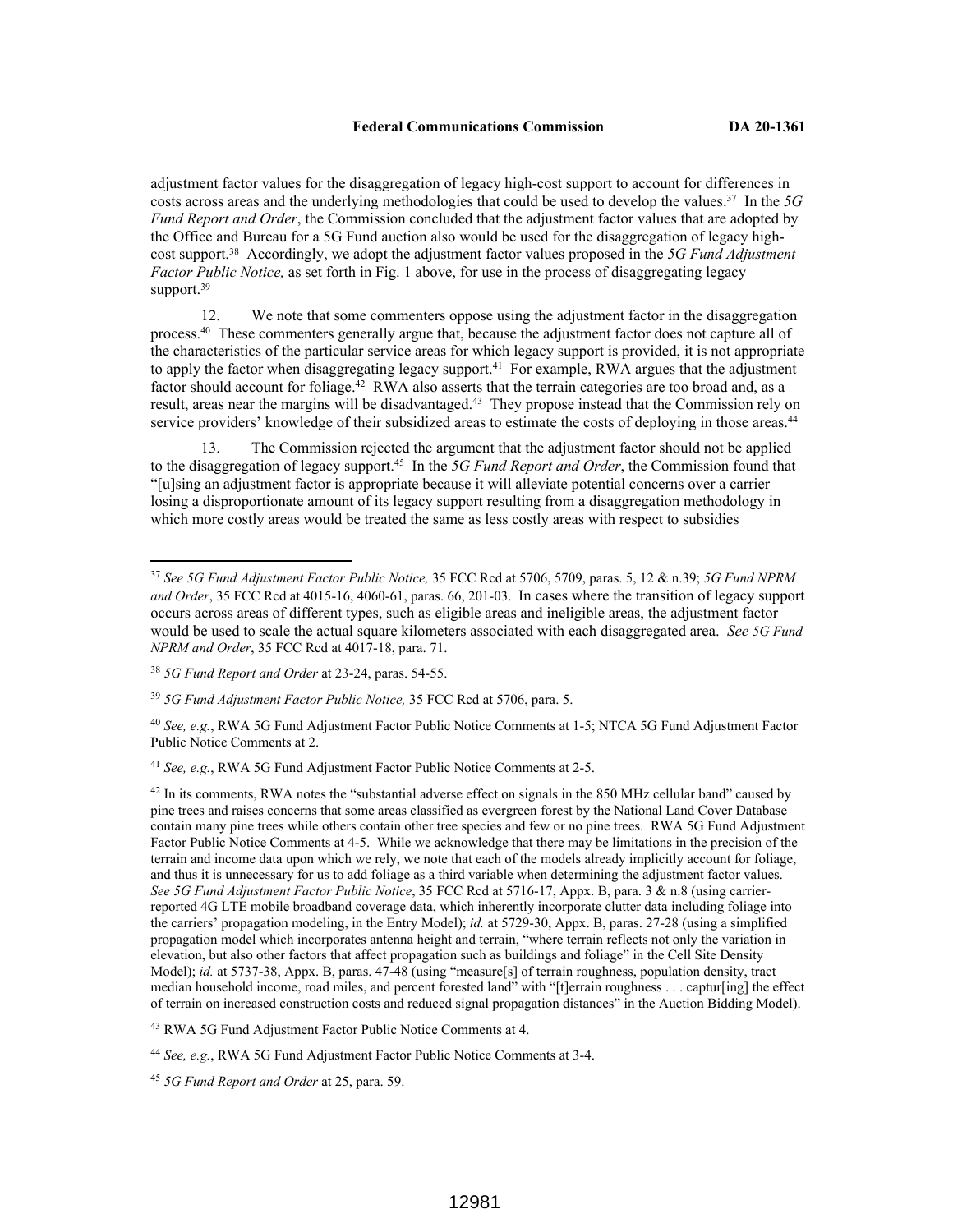adjustment factor values for the disaggregation of legacy high-cost support to account for differences in costs across areas and the underlying methodologies that could be used to develop the values.[37] In the *5G Fund Report and Order*, the Commission concluded that the adjustment factor values that are adopted by the Office and Bureau for a 5G Fund auction also would be used for the disaggregation of legacy high-cost support.[38] Accordingly, we adopt the adjustment factor values proposed in the *5G Fund Adjustment Factor Public Notice,* as set forth in Fig. 1 above, for use in the process of disaggregating legacy support.[39]

12. We note that some commenters oppose using the adjustment factor in the disaggregation process.[40] These commenters generally argue that, because the adjustment factor does not capture all of the characteristics of the particular service areas for which legacy support is provided, it is not appropriate to apply the factor when disaggregating legacy support.[41] For example, RWA argues that the adjustment factor should account for foliage.[42] RWA also asserts that the terrain categories are too broad and, as a result, areas near the margins will be disadvantaged.[43] They propose instead that the Commission rely on service providers' knowledge of their subsidized areas to estimate the costs of deploying in those areas.[44]

13. The Commission rejected the argument that the adjustment factor should not be applied to the disaggregation of legacy support.[45] In the *5G Fund Report and Order*, the Commission found that "[u]sing an adjustment factor is appropriate because it will alleviate potential concerns over a carrier losing a disproportionate amount of its legacy support resulting from a disaggregation methodology in which more costly areas would be treated the same as less costly areas with respect to subsidies

---

[37] *See 5G Fund Adjustment Factor Public Notice,* 35 FCC Rcd at 5706, 5709, paras. 5, 12 & n.39; *5G Fund NPRM and Order*, 35 FCC Rcd at 4015-16, 4060-61, paras. 66, 201-03. In cases where the transition of legacy support occurs across areas of different types, such as eligible areas and ineligible areas, the adjustment factor would be used to scale the actual square kilometers associated with each disaggregated area. *See 5G Fund NPRM and Order*, 35 FCC Rcd at 4017-18, para. 71.

[38] *5G Fund Report and Order* at 23-24, paras. 54-55.

[39] *5G Fund Adjustment Factor Public Notice,* 35 FCC Rcd at 5706, para. 5.

[40] *See, e.g.*, RWA 5G Fund Adjustment Factor Public Notice Comments at 1-5; NTCA 5G Fund Adjustment Factor Public Notice Comments at 2.

[41] *See, e.g.*, RWA 5G Fund Adjustment Factor Public Notice Comments at 2-5.

[42] In its comments, RWA notes the "substantial adverse effect on signals in the 850 MHz cellular band" caused by pine trees and raises concerns that some areas classified as evergreen forest by the National Land Cover Database contain many pine trees while others contain other tree species and few or no pine trees. RWA 5G Fund Adjustment Factor Public Notice Comments at 4-5. While we acknowledge that there may be limitations in the precision of the terrain and income data upon which we rely, we note that each of the models already implicitly account for foliage, and thus it is unnecessary for us to add foliage as a third variable when determining the adjustment factor values. *See 5G Fund Adjustment Factor Public Notice*, 35 FCC Rcd at 5716-17, Appx. B, para. 3 & n.8 (using carrier-reported 4G LTE mobile broadband coverage data, which inherently incorporate clutter data including foliage into the carriers' propagation modeling, in the Entry Model); *id.* at 5729-30, Appx. B, paras. 27-28 (using a simplified propagation model which incorporates antenna height and terrain, "where terrain reflects not only the variation in elevation, but also other factors that affect propagation such as buildings and foliage" in the Cell Site Density Model); *id.* at 5737-38, Appx. B, paras. 47-48 (using "measure[s] of terrain roughness, population density, tract median household income, road miles, and percent forested land" with "[t]errain roughness . . . captur[ing] the effect of terrain on increased construction costs and reduced signal propagation distances" in the Auction Bidding Model).

[43] RWA 5G Fund Adjustment Factor Public Notice Comments at 4.

[44] *See, e.g.*, RWA 5G Fund Adjustment Factor Public Notice Comments at 3-4.

[45] *5G Fund Report and Order* at 25, para. 59.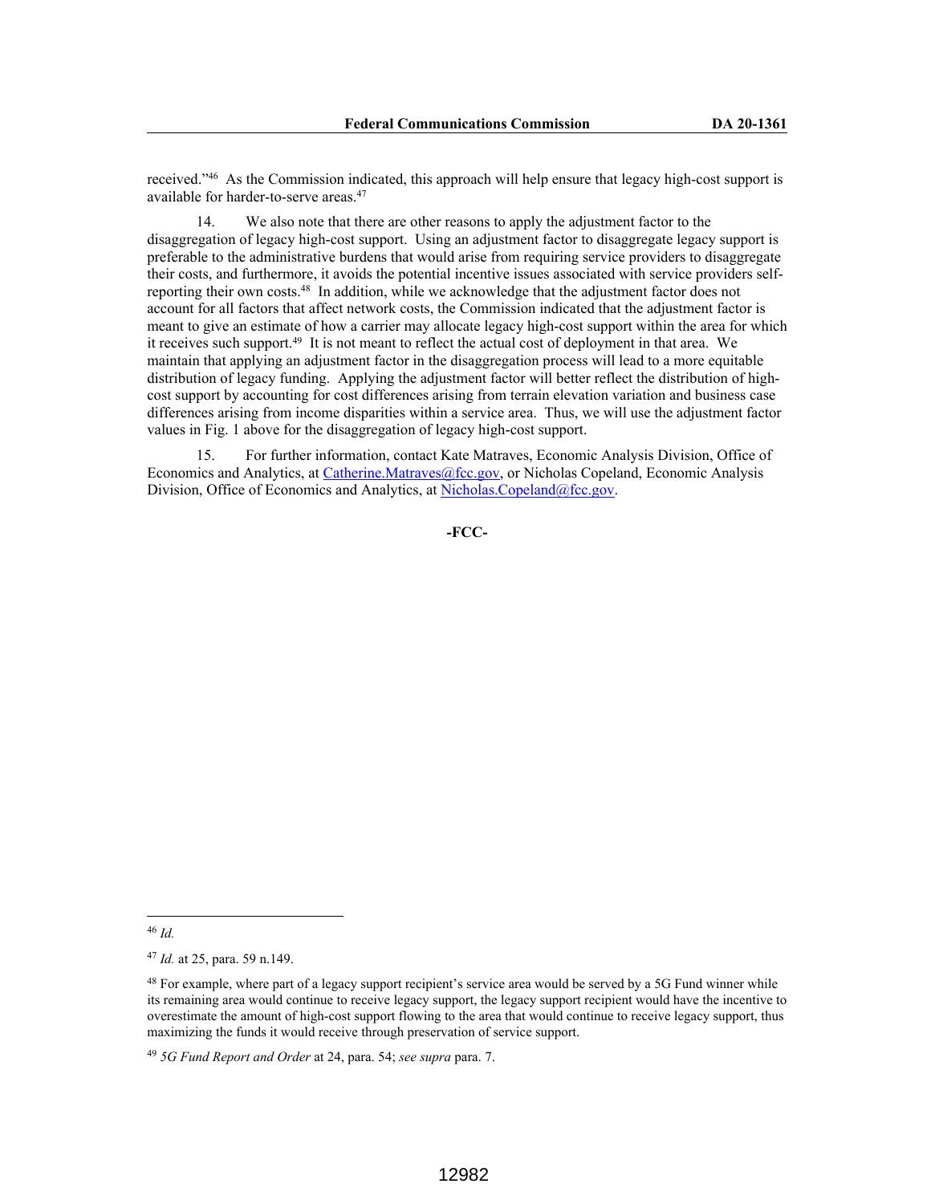received."[46] As the Commission indicated, this approach will help ensure that legacy high-cost support is available for harder-to-serve areas.[47]

14. We also note that there are other reasons to apply the adjustment factor to the disaggregation of legacy high-cost support. Using an adjustment factor to disaggregate legacy support is preferable to the administrative burdens that would arise from requiring service providers to disaggregate their costs, and furthermore, it avoids the potential incentive issues associated with service providers self-reporting their own costs.[48] In addition, while we acknowledge that the adjustment factor does not account for all factors that affect network costs, the Commission indicated that the adjustment factor is meant to give an estimate of how a carrier may allocate legacy high-cost support within the area for which it receives such support.[49] It is not meant to reflect the actual cost of deployment in that area. We maintain that applying an adjustment factor in the disaggregation process will lead to a more equitable distribution of legacy funding. Applying the adjustment factor will better reflect the distribution of high-cost support by accounting for cost differences arising from terrain elevation variation and business case differences arising from income disparities within a service area. Thus, we will use the adjustment factor values in Fig. 1 above for the disaggregation of legacy high-cost support.

15. For further information, contact Kate Matraves, Economic Analysis Division, Office of Economics and Analytics, at Catherine.Matraves@fcc.gov, or Nicholas Copeland, Economic Analysis Division, Office of Economics and Analytics, at Nicholas.Copeland@fcc.gov.

**-FCC-**

---

[46] *Id.*

[47] *Id.* at 25, para. 59 n.149.

[48] For example, where part of a legacy support recipient's service area would be served by a 5G Fund winner while its remaining area would continue to receive legacy support, the legacy support recipient would have the incentive to overestimate the amount of high-cost support flowing to the area that would continue to receive legacy support, thus maximizing the funds it would receive through preservation of service support.

[49] *5G Fund Report and Order* at 24, para. 54; *see supra* para. 7.